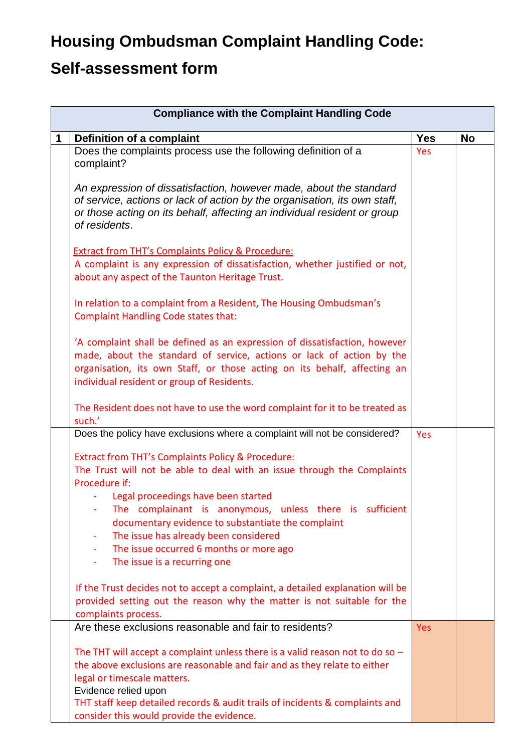# Housing Ombudsman Complaint Handling Code: Self-assessment form

| Compliance with the Complaint Handling Code | | | |
|---|---|---|---|
| **1** | **Definition of a complaint** | **Yes** | **No** |
| | Does the complaints process use the following definition of a complaint?<br><br>*An expression of dissatisfaction, however made, about the standard of service, actions or lack of action by the organisation, its own staff, or those acting on its behalf, affecting an individual resident or group of residents*.<br><br><u>Extract from THT's Complaints Policy & Procedure:</u><br>A complaint is any expression of dissatisfaction, whether justified or not, about any aspect of the Taunton Heritage Trust.<br><br>In relation to a complaint from a Resident, The Housing Ombudsman's Complaint Handling Code states that:<br><br>'A complaint shall be defined as an expression of dissatisfaction, however made, about the standard of service, actions or lack of action by the organisation, its own Staff, or those acting on its behalf, affecting an individual resident or group of Residents.<br><br>The Resident does not have to use the word complaint for it to be treated as such.' | Yes | |
| | Does the policy have exclusions where a complaint will not be considered?<br><br><u>Extract from THT's Complaints Policy & Procedure:</u><br>The Trust will not be able to deal with an issue through the Complaints Procedure if:<br>- Legal proceedings have been started<br>- The complainant is anonymous, unless there is sufficient documentary evidence to substantiate the complaint<br>- The issue has already been considered<br>- The issue occurred 6 months or more ago<br>- The issue is a recurring one<br><br>If the Trust decides not to accept a complaint, a detailed explanation will be provided setting out the reason why the matter is not suitable for the complaints process. | Yes | |
| | Are these exclusions reasonable and fair to residents?<br><br>The THT will accept a complaint unless there is a valid reason not to do so – the above exclusions are reasonable and fair and as they relate to either legal or timescale matters.<br>Evidence relied upon<br>THT staff keep detailed records & audit trails of incidents & complaints and consider this would provide the evidence. | Yes | |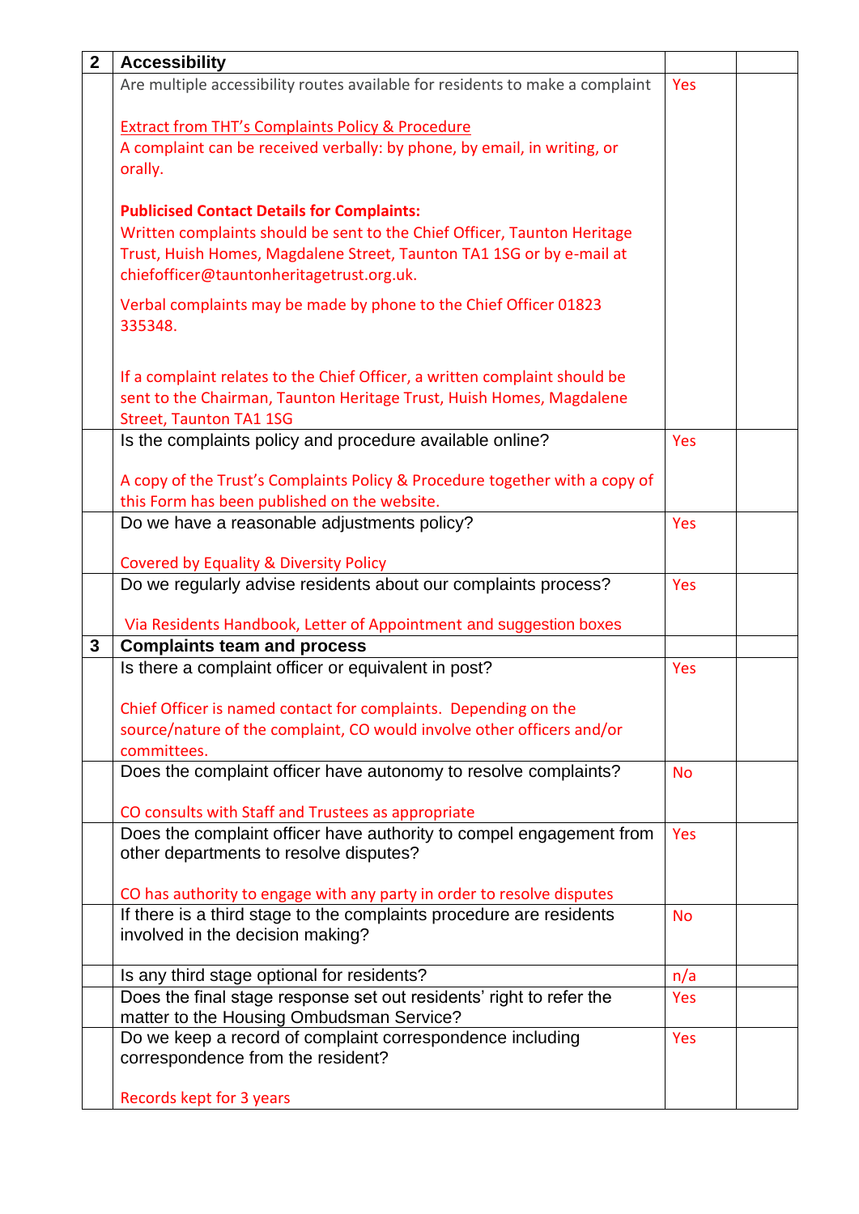| 2 | **Accessibility** | | |
|---|---|---|---|
| | Are multiple accessibility routes available for residents to make a complaint<br><br>Extract from THT's Complaints Policy & Procedure<br>A complaint can be received verbally: by phone, by email, in writing, or orally.<br><br>**Publicised Contact Details for Complaints:**<br>Written complaints should be sent to the Chief Officer, Taunton Heritage Trust, Huish Homes, Magdalene Street, Taunton TA1 1SG or by e-mail at chiefofficer@tauntonheritagetrust.org.uk.<br><br>Verbal complaints may be made by phone to the Chief Officer 01823 335348.<br><br>If a complaint relates to the Chief Officer, a written complaint should be sent to the Chairman, Taunton Heritage Trust, Huish Homes, Magdalene Street, Taunton TA1 1SG | Yes | |
| | Is the complaints policy and procedure available online?<br><br>A copy of the Trust's Complaints Policy & Procedure together with a copy of this Form has been published on the website. | Yes | |
| | Do we have a reasonable adjustments policy?<br><br>Covered by Equality & Diversity Policy | Yes | |
| | Do we regularly advise residents about our complaints process?<br><br>Via Residents Handbook, Letter of Appointment and suggestion boxes | Yes | |
| 3 | **Complaints team and process** | | |
| | Is there a complaint officer or equivalent in post?<br><br>Chief Officer is named contact for complaints. Depending on the source/nature of the complaint, CO would involve other officers and/or committees. | Yes | |
| | Does the complaint officer have autonomy to resolve complaints?<br><br>CO consults with Staff and Trustees as appropriate | No | |
| | Does the complaint officer have authority to compel engagement from other departments to resolve disputes?<br><br>CO has authority to engage with any party in order to resolve disputes | Yes | |
| | If there is a third stage to the complaints procedure are residents involved in the decision making? | No | |
| | Is any third stage optional for residents? | n/a | |
| | Does the final stage response set out residents' right to refer the matter to the Housing Ombudsman Service? | Yes | |
| | Do we keep a record of complaint correspondence including correspondence from the resident?<br><br>Records kept for 3 years | Yes | |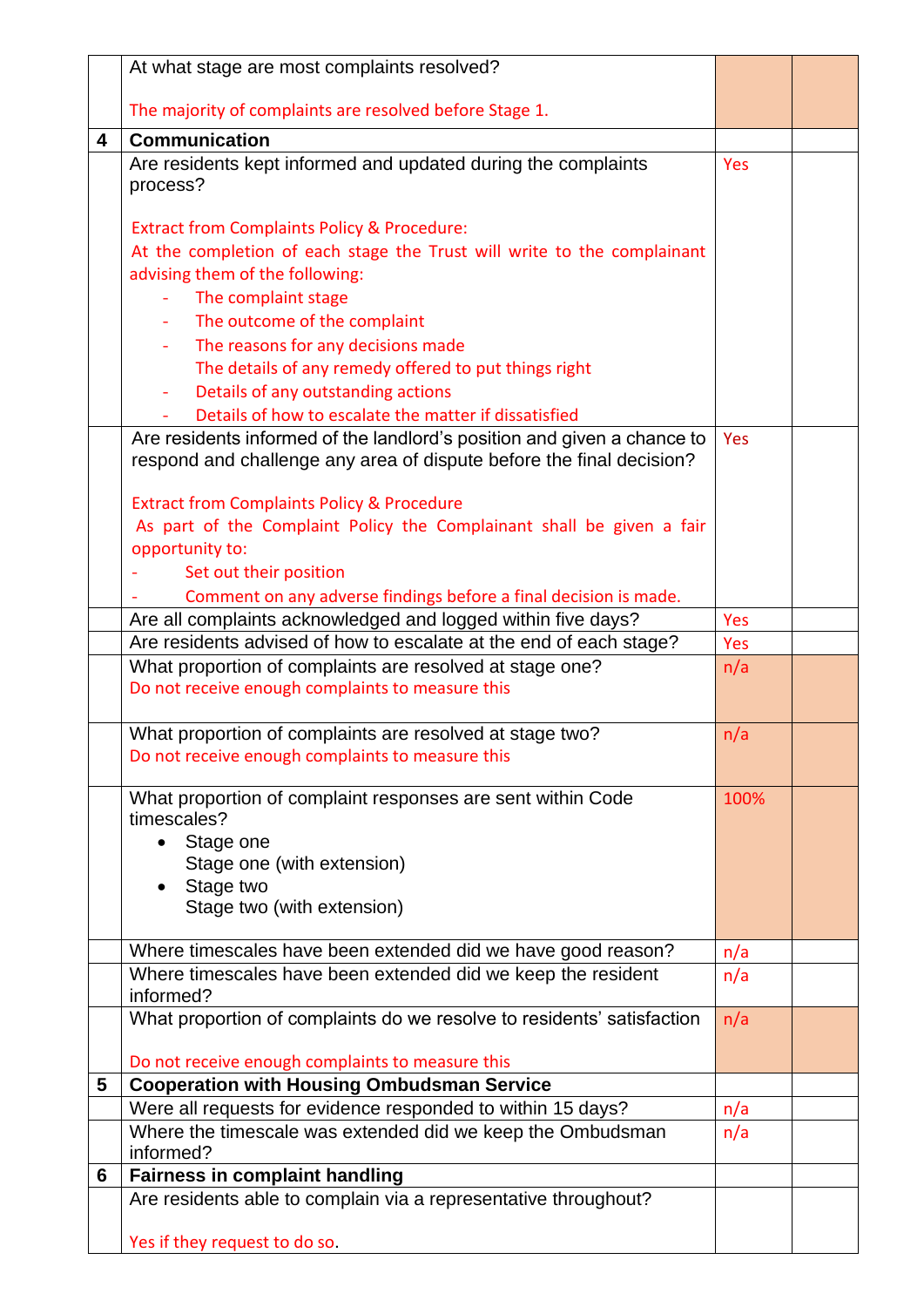| | | | |
|---|---|---|---|
| | At what stage are most complaints resolved?<br><br>The majority of complaints are resolved before Stage 1. | | |
| **4** | **Communication** | | |
| | Are residents kept informed and updated during the complaints process?<br><br>Extract from Complaints Policy & Procedure:<br>At the completion of each stage the Trust will write to the complainant advising them of the following:<br>- The complaint stage<br>- The outcome of the complaint<br>- The reasons for any decisions made<br>The details of any remedy offered to put things right<br>- Details of any outstanding actions<br>- Details of how to escalate the matter if dissatisfied | Yes | |
| | Are residents informed of the landlord's position and given a chance to respond and challenge any area of dispute before the final decision?<br><br>Extract from Complaints Policy & Procedure<br>As part of the Complaint Policy the Complainant shall be given a fair opportunity to:<br>- Set out their position<br>- Comment on any adverse findings before a final decision is made. | Yes | |
| | Are all complaints acknowledged and logged within five days? | Yes | |
| | Are residents advised of how to escalate at the end of each stage? | Yes | |
| | What proportion of complaints are resolved at stage one?<br>Do not receive enough complaints to measure this | n/a | |
| | What proportion of complaints are resolved at stage two?<br>Do not receive enough complaints to measure this | n/a | |
| | What proportion of complaint responses are sent within Code timescales?<br>• Stage one<br>Stage one (with extension)<br>• Stage two<br>Stage two (with extension) | 100% | |
| | Where timescales have been extended did we have good reason? | n/a | |
| | Where timescales have been extended did we keep the resident informed? | n/a | |
| | What proportion of complaints do we resolve to residents' satisfaction<br><br>Do not receive enough complaints to measure this | n/a | |
| **5** | **Cooperation with Housing Ombudsman Service** | | |
| | Were all requests for evidence responded to within 15 days? | n/a | |
| | Where the timescale was extended did we keep the Ombudsman informed? | n/a | |
| **6** | **Fairness in complaint handling** | | |
| | Are residents able to complain via a representative throughout?<br><br>Yes if they request to do so. | | |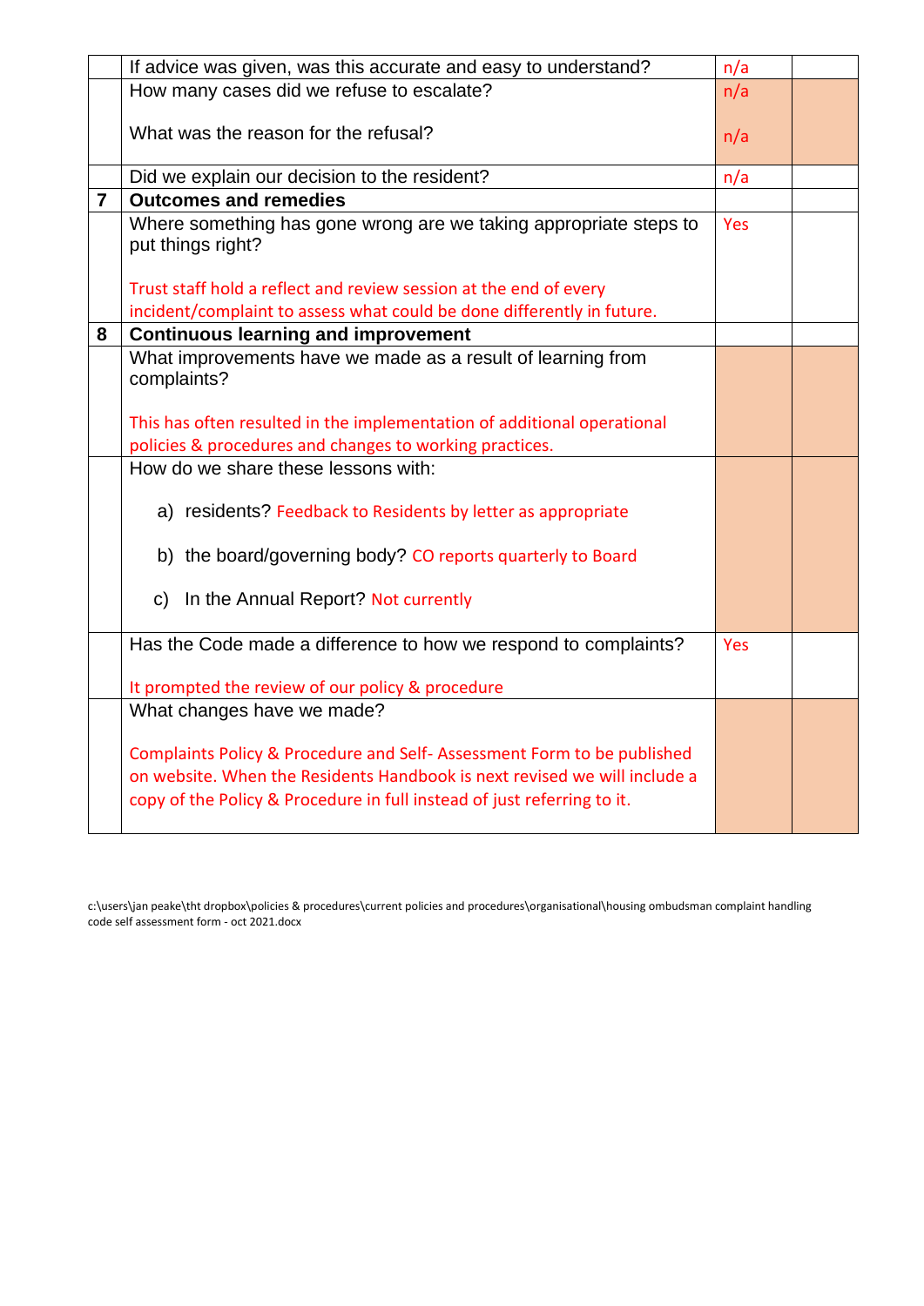| | | | |
|---|---|---|---|
| | If advice was given, was this accurate and easy to understand? | n/a | |
| | How many cases did we refuse to escalate?<br><br>What was the reason for the refusal? | n/a<br><br>n/a | |
| | Did we explain our decision to the resident? | n/a | |
| **7** | **Outcomes and remedies** | | |
| | Where something has gone wrong are we taking appropriate steps to put things right?<br><br>Trust staff hold a reflect and review session at the end of every incident/complaint to assess what could be done differently in future. | Yes | |
| **8** | **Continuous learning and improvement** | | |
| | What improvements have we made as a result of learning from complaints?<br><br>This has often resulted in the implementation of additional operational policies & procedures and changes to working practices. | | |
| | How do we share these lessons with:<br><br>a) residents? Feedback to Residents by letter as appropriate<br><br>b) the board/governing body? CO reports quarterly to Board<br><br>c) In the Annual Report? Not currently | | |
| | Has the Code made a difference to how we respond to complaints?<br><br>It prompted the review of our policy & procedure | Yes | |
| | What changes have we made?<br><br>Complaints Policy & Procedure and Self- Assessment Form to be published on website. When the Residents Handbook is next revised we will include a copy of the Policy & Procedure in full instead of just referring to it. | | |

c:\users\jan peake\tht dropbox\policies & procedures\current policies and procedures\organisational\housing ombudsman complaint handling code self assessment form - oct 2021.docx